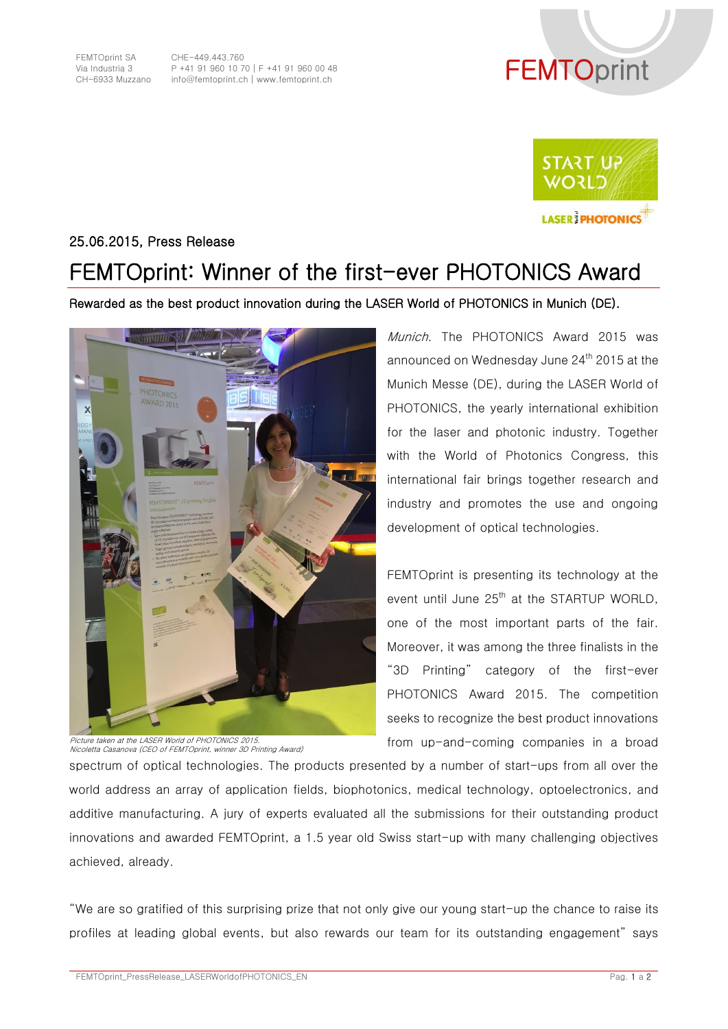FEMTOprint SA
Via Industria 3
CH-6933 Muzzano

CHE-449.443.760
P +41 91 960 10 70 | F +41 91 960 00 48
info@femtoprint.ch | www.femtoprint.ch

25.06.2015, Press Release

# FEMTOprint: Winner of the first-ever PHOTONICS Award

**Rewarded as the best product innovation during the LASER World of PHOTONICS in Munich (DE).**

*Picture taken at the LASER World of PHOTONICS 2015.*
*Nicoletta Casanova (CEO of FEMTOprint, winner 3D Printing Award)*

*Munich.* The PHOTONICS Award 2015 was announced on Wednesday June 24th 2015 at the Munich Messe (DE), during the LASER World of PHOTONICS, the yearly international exhibition for the laser and photonic industry. Together with the World of Photonics Congress, this international fair brings together research and industry and promotes the use and ongoing development of optical technologies.

FEMTOprint is presenting its technology at the event until June 25th at the STARTUP WORLD, one of the most important parts of the fair. Moreover, it was among the three finalists in the "3D Printing" category of the first-ever PHOTONICS Award 2015. The competition seeks to recognize the best product innovations from up-and-coming companies in a broad spectrum of optical technologies. The products presented by a number of start-ups from all over the world address an array of application fields, biophotonics, medical technology, optoelectronics, and additive manufacturing. A jury of experts evaluated all the submissions for their outstanding product innovations and awarded FEMTOprint, a 1.5 year old Swiss start-up with many challenging objectives achieved, already.

"We are so gratified of this surprising prize that not only give our young start-up the chance to raise its profiles at leading global events, but also rewards our team for its outstanding engagement" says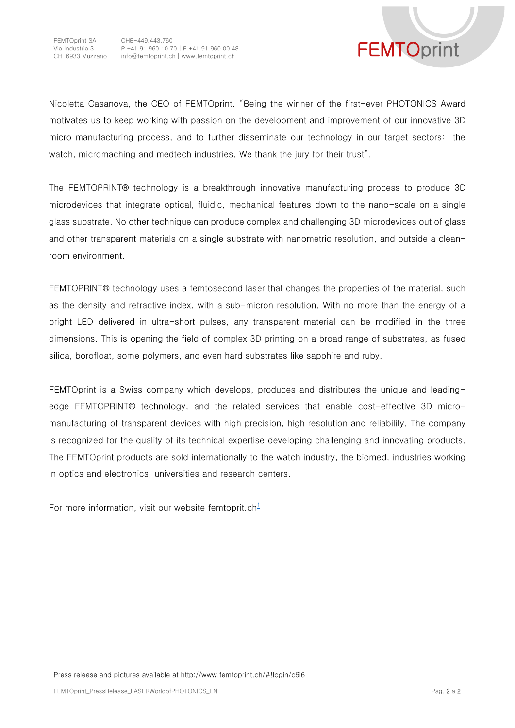Nicoletta Casanova, the CEO of FEMTOprint. "Being the winner of the first-ever PHOTONICS Award motivates us to keep working with passion on the development and improvement of our innovative 3D micro manufacturing process, and to further disseminate our technology in our target sectors: the watch, micromaching and medtech industries. We thank the jury for their trust".

The FEMTOPRINT® technology is a breakthrough innovative manufacturing process to produce 3D microdevices that integrate optical, fluidic, mechanical features down to the nano-scale on a single glass substrate. No other technique can produce complex and challenging 3D microdevices out of glass and other transparent materials on a single substrate with nanometric resolution, and outside a clean-room environment.

FEMTOPRINT® technology uses a femtosecond laser that changes the properties of the material, such as the density and refractive index, with a sub-micron resolution. With no more than the energy of a bright LED delivered in ultra-short pulses, any transparent material can be modified in the three dimensions. This is opening the field of complex 3D printing on a broad range of substrates, as fused silica, borofloat, some polymers, and even hard substrates like sapphire and ruby.

FEMTOprint is a Swiss company which develops, produces and distributes the unique and leading-edge FEMTOPRINT® technology, and the related services that enable cost-effective 3D micro-manufacturing of transparent devices with high precision, high resolution and reliability. The company is recognized for the quality of its technical expertise developing challenging and innovating products. The FEMTOprint products are sold internationally to the watch industry, the biomed, industries working in optics and electronics, universities and research centers.

For more information, visit our website femtoprit.ch[1]

[1] Press release and pictures available at http://www.femtoprint.ch/#!login/c6i6